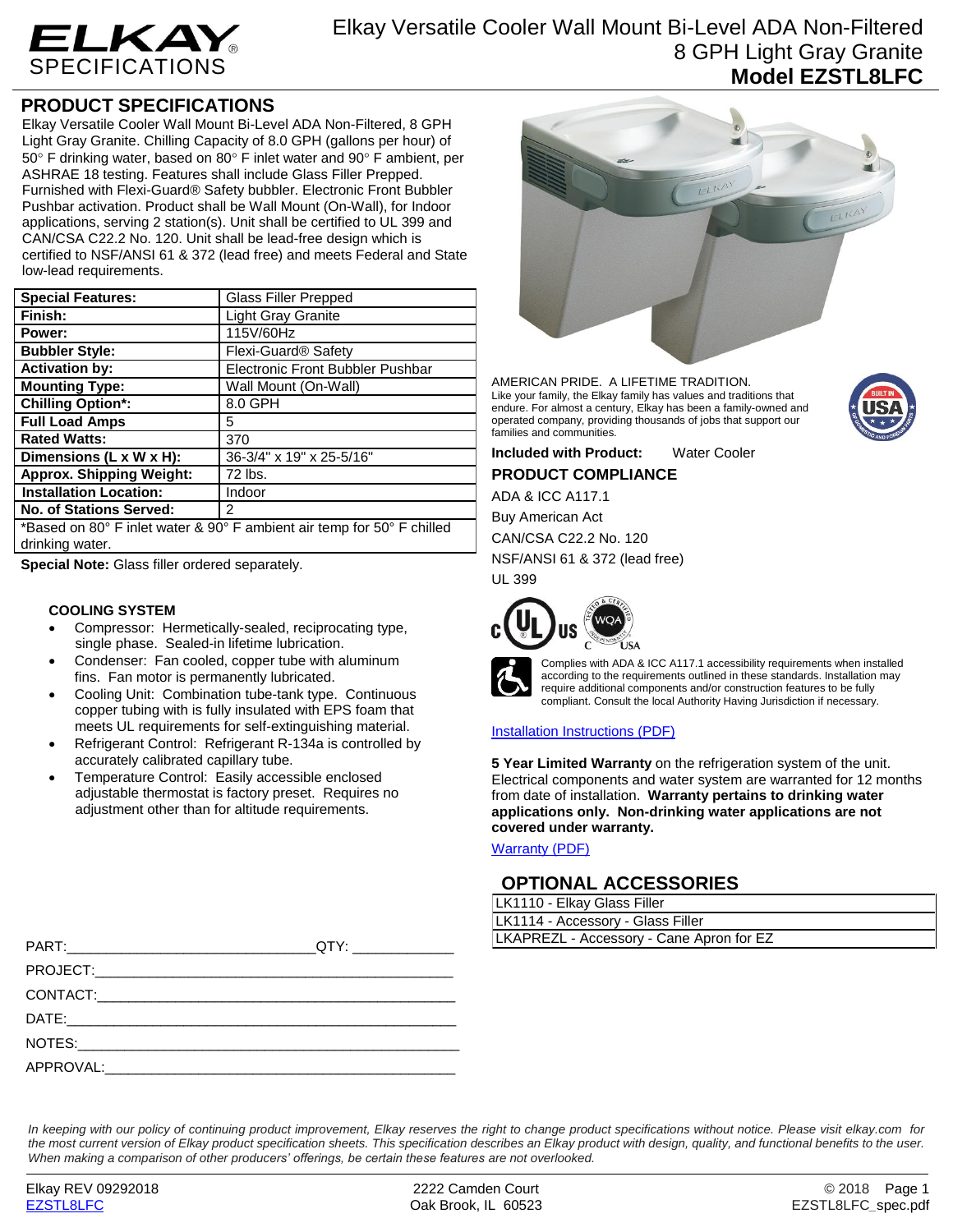# ELKAY SPECIFICATIONS

Elkay Versatile Cooler Wall Mount Bi-Level ADA Non-Filtered 8 GPH Light Gray Granite
**Model EZSTL8LFC**

## PRODUCT SPECIFICATIONS

Elkay Versatile Cooler Wall Mount Bi-Level ADA Non-Filtered, 8 GPH Light Gray Granite. Chilling Capacity of 8.0 GPH (gallons per hour) of 50° F drinking water, based on 80° F inlet water and 90° F ambient, per ASHRAE 18 testing. Features shall include Glass Filler Prepped. Furnished with Flexi-Guard® Safety bubbler. Electronic Front Bubbler Pushbar activation. Product shall be Wall Mount (On-Wall), for Indoor applications, serving 2 station(s). Unit shall be certified to UL 399 and CAN/CSA C22.2 No. 120. Unit shall be lead-free design which is certified to NSF/ANSI 61 & 372 (lead free) and meets Federal and State low-lead requirements.

| | |
|---|---|
| **Special Features:** | Glass Filler Prepped |
| **Finish:** | Light Gray Granite |
| **Power:** | 115V/60Hz |
| **Bubbler Style:** | Flexi-Guard® Safety |
| **Activation by:** | Electronic Front Bubbler Pushbar |
| **Mounting Type:** | Wall Mount (On-Wall) |
| **Chilling Option*:** | 8.0 GPH |
| **Full Load Amps** | 5 |
| **Rated Watts:** | 370 |
| **Dimensions (L x W x H):** | 36-3/4" x 19" x 25-5/16" |
| **Approx. Shipping Weight:** | 72 lbs. |
| **Installation Location:** | Indoor |
| **No. of Stations Served:** | 2 |

*Based on 80° F inlet water & 90° F ambient air temp for 50° F chilled drinking water.

**Special Note:** Glass filler ordered separately.

### COOLING SYSTEM

- Compressor: Hermetically-sealed, reciprocating type, single phase. Sealed-in lifetime lubrication.
- Condenser: Fan cooled, copper tube with aluminum fins. Fan motor is permanently lubricated.
- Cooling Unit: Combination tube-tank type. Continuous copper tubing with is fully insulated with EPS foam that meets UL requirements for self-extinguishing material.
- Refrigerant Control: Refrigerant R-134a is controlled by accurately calibrated capillary tube.
- Temperature Control: Easily accessible enclosed adjustable thermostat is factory preset. Requires no adjustment other than for altitude requirements.

AMERICAN PRIDE. A LIFETIME TRADITION.
Like your family, the Elkay family has values and traditions that endure. For almost a century, Elkay has been a family-owned and operated company, providing thousands of jobs that support our families and communities.

**Included with Product:** Water Cooler

### PRODUCT COMPLIANCE

ADA & ICC A117.1
Buy American Act
CAN/CSA C22.2 No. 120
NSF/ANSI 61 & 372 (lead free)
UL 399

Complies with ADA & ICC A117.1 accessibility requirements when installed according to the requirements outlined in these standards. Installation may require additional components and/or construction features to be fully compliant. Consult the local Authority Having Jurisdiction if necessary.

Installation Instructions (PDF)

**5 Year Limited Warranty** on the refrigeration system of the unit. Electrical components and water system are warranted for 12 months from date of installation. **Warranty pertains to drinking water applications only. Non-drinking water applications are not covered under warranty.**

Warranty (PDF)

## OPTIONAL ACCESSORIES

| |
|---|
| LK1110 - Elkay Glass Filler |
| LK1114 - Accessory - Glass Filler |
| LKAPREZL - Accessory - Cane Apron for EZ |

PART:_______________________________QTY: ____________
PROJECT:_____________________________________________
CONTACT:_____________________________________________
DATE:________________________________________________
NOTES:_______________________________________________
APPROVAL:____________________________________________

*In keeping with our policy of continuing product improvement, Elkay reserves the right to change product specifications without notice. Please visit elkay.com for the most current version of Elkay product specification sheets. This specification describes an Elkay product with design, quality, and functional benefits to the user. When making a comparison of other producers' offerings, be certain these features are not overlooked.*

Elkay REV 09292018
EZSTL8LFC

2222 Camden Court
Oak Brook, IL 60523

© 2018
EZSTL8LFC_spec.pdf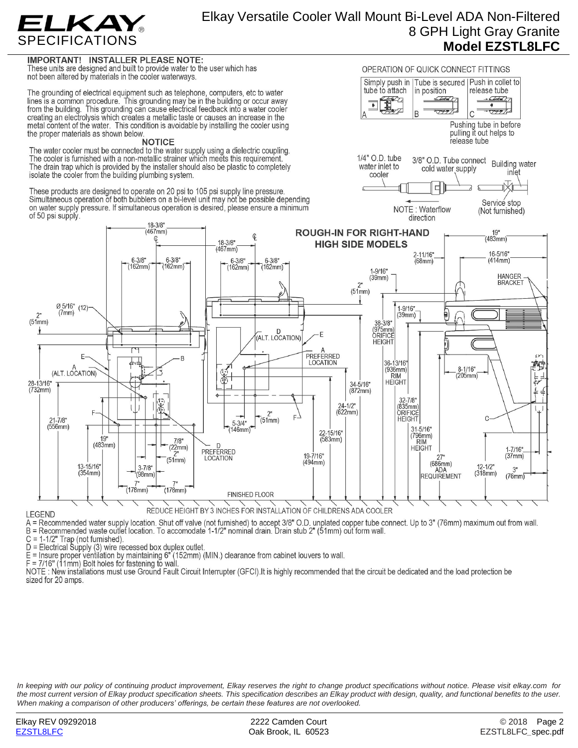# Elkay Versatile Cooler Wall Mount Bi-Level ADA Non-Filtered 8 GPH Light Gray Granite

## Model EZSTL8LFC

**IMPORTANT! INSTALLER PLEASE NOTE:**
These units are designed and built to provide water to the user which has not been altered by materials in the cooler waterways.

The grounding of electrical equipment such as telephone, computers, etc to water lines is a common procedure. This grounding may be in the building or occur away from the building. This grounding can cause electrical feedback into a water cooler creating an electrolysis which creates a metallic taste or causes an increase in the metal content of the water. This condition is avoidable by installing the cooler using the proper materials as shown below.

**NOTICE**

The water cooler must be connected to the water supply using a dielectric coupling. The cooler is furnished with a non-metallic strainer which meets this requirement. The drain trap which is provided by the installer should also be plastic to completely isolate the cooler from the building plumbing system.

These products are designed to operate on 20 psi to 105 psi supply line pressure. Simultaneous operation of both bubblers on a bi-level unit may not be possible depending on water supply pressure. If simultaneous operation is desired, please ensure a minimum of 50 psi supply.

OPERATION OF QUICK CONNECT FITTINGS

A: Simply push in tube to attach
B: Tube is secured in position
C: Push in collet to release tube

Pushing tube in before pulling it out helps to release tube

1/4" O.D. tube water inlet to cooler
3/8" O.D. Tube connect cold water supply
Building water inlet
NOTE : Waterflow direction
Service stop (Not furnished)

ROUGH-IN FOR RIGHT-HAND HIGH SIDE MODELS

18-3/8" (467mm)
18-3/8" (467mm)
6-3/8" (162mm)
6-3/8" (162mm)
6-3/8" (162mm)
6-3/8" (162mm)
Ø 5/16" (7mm) (12)
2" (51mm)
28-13/16" (732mm)
21-7/8" (556mm)
19" (483mm)
13-15/16" (354mm)
7/8" (22mm)
2" (51mm)
3-7/8" (98mm)
7" (178mm)
7" (178mm)
A (ALT. LOCATION)
D (ALT. LOCATION)
D PREFERRED LOCATION
A PREFERRED LOCATION
5-3/4" (146mm)
2" (51mm)
24-1/2" (622mm)
22-15/16" (583mm)
19-7/16" (494mm)
34-5/16" (872mm)
1-9/16" (39mm)
2" (51mm)
1-9/16" (39mm)
38-3/8" (975mm) ORIFICE HEIGHT
36-13/16" (936mm) RIM HEIGHT
32-7/8" (835mm) ORIFICE HEIGHT
31-5/16" (796mm) RIM HEIGHT
27" (686mm) ADA REQUIREMENT
19" (483mm)
2-11/16" (68mm)
16-5/16" (414mm)
HANGER BRACKET
8-1/16" (205mm)
1-7/16" (37mm)
12-1/2" (318mm)
3" (76mm)
FINISHED FLOOR

REDUCE HEIGHT BY 3 INCHES FOR INSTALLATION OF CHILDRENS ADA COOLER

LEGEND

A = Recommended water supply location. Shut off valve (not furnished) to accept 3/8" O.D. unplated copper tube connect. Up to 3" (76mm) maximum out from wall.
B = Recommended waste outlet location. To accomodate 1-1/2" nominal drain. Drain stub 2" (51mm) out form wall.
C = 1-1/2" Trap (not furnished).
D = Electrical Supply (3) wire recessed box duplex outlet.
E = Insure proper ventilation by maintaining 6" (152mm) (MIN.) clearance from cabinet louvers to wall.
F = 7/16" (11mm) Bolt holes for fastening to wall.
NOTE : New installations must use Ground Fault Circuit Interrupter (GFCI).It is highly recommended that the circuit be dedicated and the load protection be sized for 20 amps.

*In keeping with our policy of continuing product improvement, Elkay reserves the right to change product specifications without notice. Please visit elkay.com for the most current version of Elkay product specification sheets. This specification describes an Elkay product with design, quality, and functional benefits to the user. When making a comparison of other producers' offerings, be certain these features are not overlooked.*

Elkay REV 09292018
EZSTL8LFC
2222 Camden Court
Oak Brook, IL 60523
© 2018
EZSTL8LFC_spec.pdf